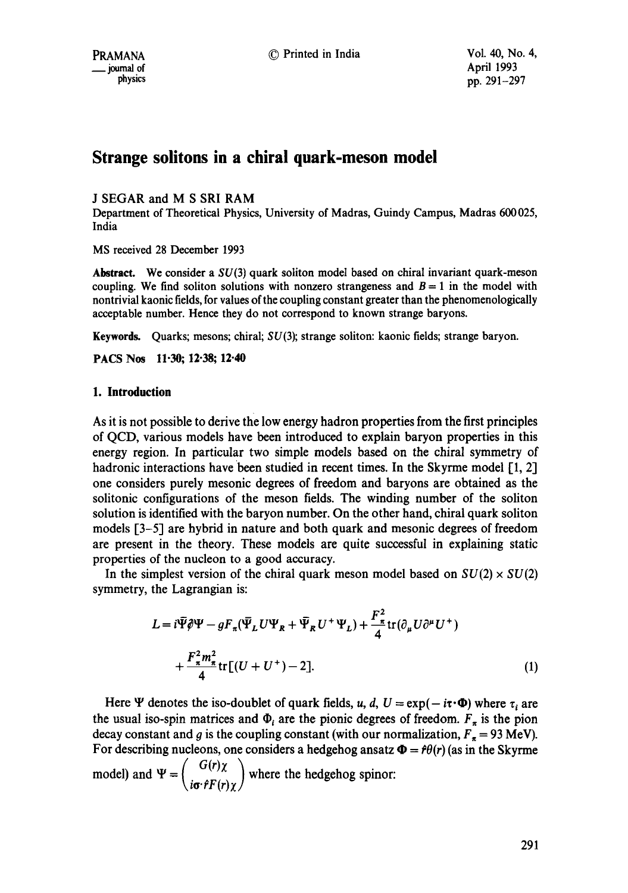# Strange solitons in a chiral quark-meson model

J SEGAR and M S SRI RAM

Department of Theoretical Physics, University of Madras, Guindy Campus, Madras 600025, India

MS received 28 December 1993

**Abstract.** We consider a $SU(3)$ quark soliton model based on chiral invariant quark-meson coupling. We find soliton solutions with nonzero strangeness and $B = 1$ in the model with nontrivial kaonic fields, for values of the coupling constant greater than the phenomenologically acceptable number. Hence they do not correspond to known strange baryons.

**Keywords.** Quarks; mesons; chiral; $SU(3)$; strange soliton: kaonic fields; strange baryon.

**PACS Nos** 11·30; 12·38; 12·40

## 1. Introduction

As it is not possible to derive the low energy hadron properties from the first principles of QCD, various models have been introduced to explain baryon properties in this energy region. In particular two simple models based on the chiral symmetry of hadronic interactions have been studied in recent times. In the Skyrme model [1, 2] one considers purely mesonic degrees of freedom and baryons are obtained as the solitonic configurations of the meson fields. The winding number of the soliton solution is identified with the baryon number. On the other hand, chiral quark soliton models [3–5] are hybrid in nature and both quark and mesonic degrees of freedom are present in the theory. These models are quite successful in explaining static properties of the nucleon to a good accuracy.

In the simplest version of the chiral quark meson model based on $SU(2) \times SU(2)$ symmetry, the Lagrangian is:

$$L = i\bar{\Psi}\partial\!\!\!/\Psi - gF_\pi(\bar{\Psi}_L U \Psi_R + \bar{\Psi}_R U^+ \Psi_L) + \frac{F_\pi^2}{4}\mathrm{tr}(\partial_\mu U \partial^\mu U^+) + \frac{F_\pi^2 m_\pi^2}{4}\mathrm{tr}[(U + U^+) - 2]. \tag{1}$$

Here $\Psi$ denotes the iso-doublet of quark fields, $u$, $d$, $U = \exp(-i\boldsymbol{\tau}\cdot\boldsymbol{\Phi})$ where $\tau_i$ are the usual iso-spin matrices and $\Phi_i$ are the pionic degrees of freedom. $F_\pi$ is the pion decay constant and $g$ is the coupling constant (with our normalization, $F_\pi = 93$ MeV). For describing nucleons, one considers a hedgehog ansatz $\boldsymbol{\Phi} = \hat{r}\theta(r)$ (as in the Skyrme model) and $\Psi = \begin{pmatrix} G(r)\chi \\ i\boldsymbol{\sigma}\cdot\hat{r}F(r)\chi \end{pmatrix}$ where the hedgehog spinor: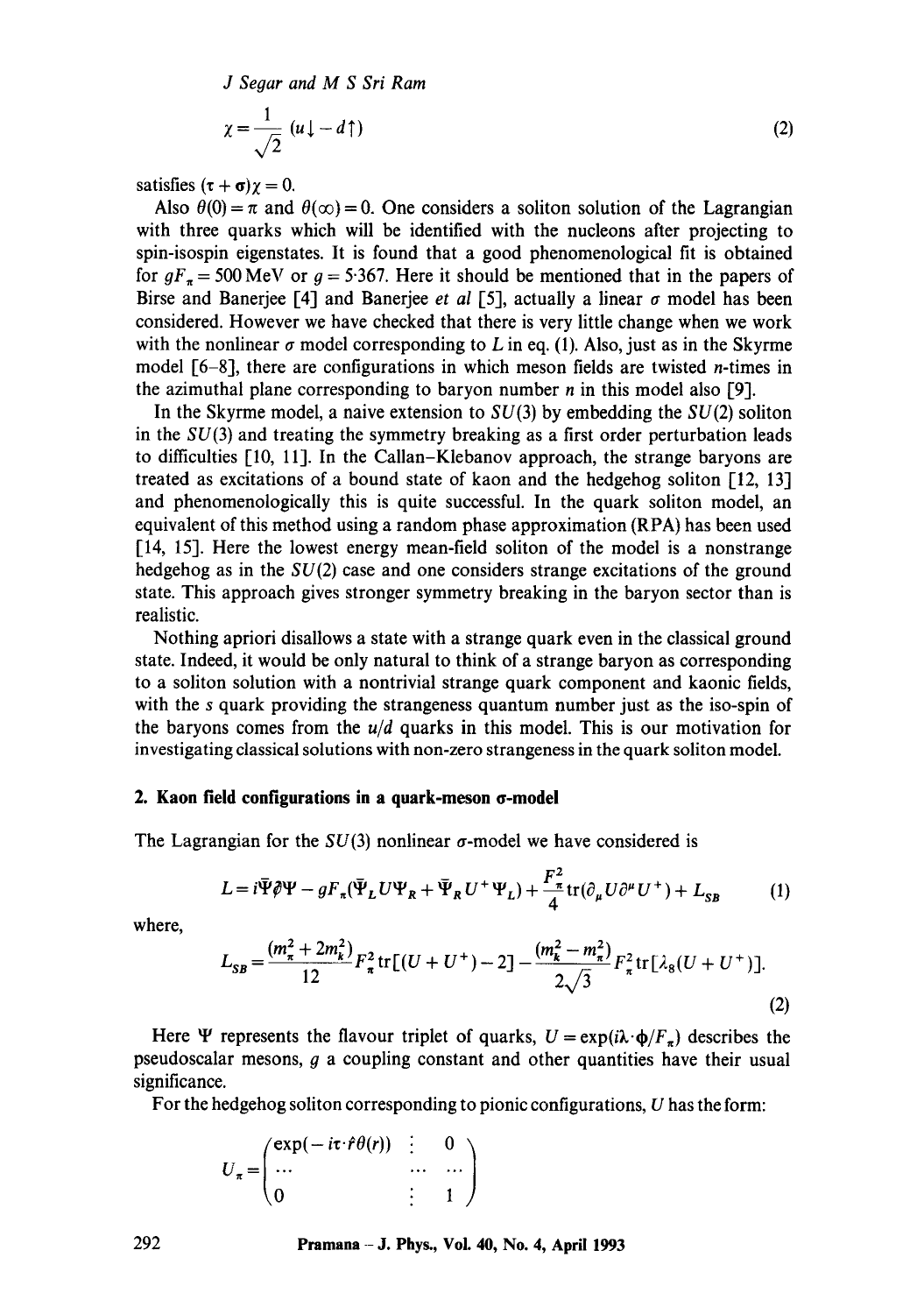$$\chi = \frac{1}{\sqrt{2}}(u\downarrow - d\uparrow) \tag{2}$$

satisfies $(\boldsymbol{\tau} + \boldsymbol{\sigma})\chi = 0$.

Also $\theta(0) = \pi$ and $\theta(\infty) = 0$. One considers a soliton solution of the Lagrangian with three quarks which will be identified with the nucleons after projecting to spin-isospin eigenstates. It is found that a good phenomenological fit is obtained for $gF_\pi = 500$ MeV or $g = 5{\cdot}367$. Here it should be mentioned that in the papers of Birse and Banerjee [4] and Banerjee *et al* [5], actually a linear $\sigma$ model has been considered. However we have checked that there is very little change when we work with the nonlinear $\sigma$ model corresponding to $L$ in eq. (1). Also, just as in the Skyrme model [6–8], there are configurations in which meson fields are twisted $n$-times in the azimuthal plane corresponding to baryon number $n$ in this model also [9].

In the Skyrme model, a naive extension to $SU(3)$ by embedding the $SU(2)$ soliton in the $SU(3)$ and treating the symmetry breaking as a first order perturbation leads to difficulties [10, 11]. In the Callan–Klebanov approach, the strange baryons are treated as excitations of a bound state of kaon and the hedgehog soliton [12, 13] and phenomenologically this is quite successful. In the quark soliton model, an equivalent of this method using a random phase approximation (RPA) has been used [14, 15]. Here the lowest energy mean-field soliton of the model is a nonstrange hedgehog as in the $SU(2)$ case and one considers strange excitations of the ground state. This approach gives stronger symmetry breaking in the baryon sector than is realistic.

Nothing apriori disallows a state with a strange quark even in the classical ground state. Indeed, it would be only natural to think of a strange baryon as corresponding to a soliton solution with a nontrivial strange quark component and kaonic fields, with the $s$ quark providing the strangeness quantum number just as the iso-spin of the baryons comes from the $u/d$ quarks in this model. This is our motivation for investigating classical solutions with non-zero strangeness in the quark soliton model.

## 2. Kaon field configurations in a quark-meson $\sigma$-model

The Lagrangian for the $SU(3)$ nonlinear $\sigma$-model we have considered is

$$L = i\bar{\Psi}\partial\!\!\!/\Psi - gF_\pi(\bar{\Psi}_L U \Psi_R + \bar{\Psi}_R U^+ \Psi_L) + \frac{F_\pi^2}{4}\mathrm{tr}(\partial_\mu U \partial^\mu U^+) + L_{SB} \tag{1}$$

where,

$$L_{SB} = \frac{(m_\pi^2 + 2m_k^2)}{12} F_\pi^2 \mathrm{tr}[(U + U^+) - 2] - \frac{(m_k^2 - m_\pi^2)}{2\sqrt{3}} F_\pi^2 \mathrm{tr}[\lambda_8 (U + U^+)]. \tag{2}$$

Here $\Psi$ represents the flavour triplet of quarks, $U = \exp(i\boldsymbol{\lambda}\cdot\boldsymbol{\phi}/F_\pi)$ describes the pseudoscalar mesons, $g$ a coupling constant and other quantities have their usual significance.

For the hedgehog soliton corresponding to pionic configurations, $U$ has the form:

$$U_\pi = \begin{pmatrix} \exp(-i\boldsymbol{\tau}\cdot\hat{r}\theta(r)) & \vdots & 0 \\ \cdots & \cdots & \cdots \\ 0 & \vdots & 1 \end{pmatrix}$$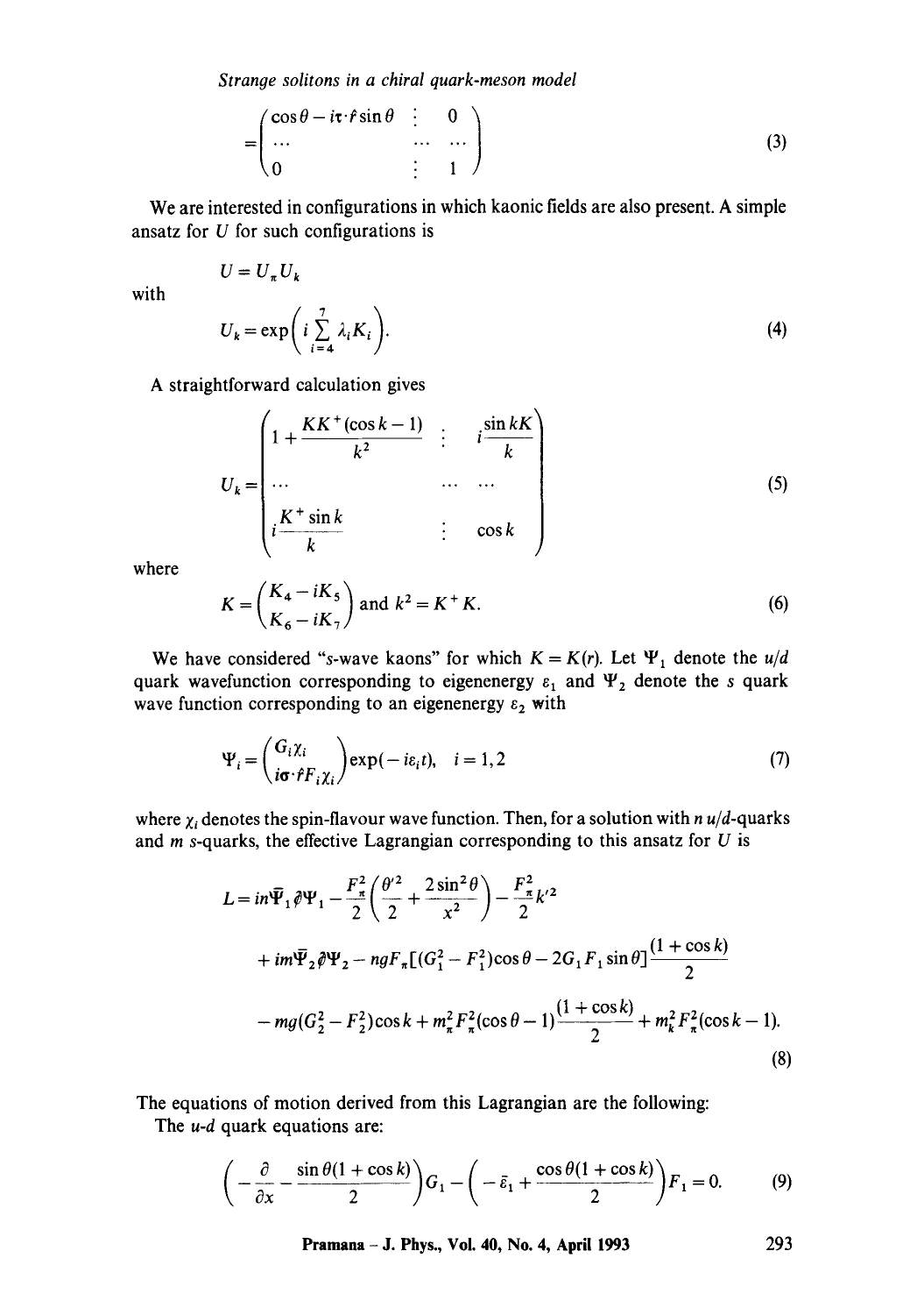$$
= \begin{pmatrix} \cos\theta - i\tau\cdot\hat{r}\sin\theta & \vdots & 0 \\ \cdots & \cdots & \cdots \\ 0 & \vdots & 1 \end{pmatrix} \tag{3}
$$

We are interested in configurations in which kaonic fields are also present. A simple ansatz for $U$ for such configurations is

$$
U = U_\pi U_k
$$

with

$$
U_k = \exp\left( i \sum_{i=4}^{7} \lambda_i K_i \right). \tag{4}
$$

A straightforward calculation gives

$$
U_k = \begin{pmatrix} 1 + \dfrac{KK^+(\cos k - 1)}{k^2} & \vdots & i\dfrac{\sin kK}{k} \\ \cdots & \cdots & \cdots \\ i\dfrac{K^+ \sin k}{k} & \vdots & \cos k \end{pmatrix} \tag{5}
$$

where

$$
K = \begin{pmatrix} K_4 - iK_5 \\ K_6 - iK_7 \end{pmatrix} \text{ and } k^2 = K^+ K. \tag{6}
$$

We have considered "s-wave kaons" for which $K = K(r)$. Let $\Psi_1$ denote the $u/d$ quark wavefunction corresponding to eigenenergy $\varepsilon_1$ and $\Psi_2$ denote the $s$ quark wave function corresponding to an eigenenergy $\varepsilon_2$ with

$$
\Psi_i = \begin{pmatrix} G_i \chi_i \\ i\sigma\cdot\hat{r} F_i \chi_i \end{pmatrix} \exp(-i\varepsilon_i t), \quad i = 1, 2 \tag{7}
$$

where $\chi_i$ denotes the spin-flavour wave function. Then, for a solution with $n$ $u/d$-quarks and $m$ $s$-quarks, the effective Lagrangian corresponding to this ansatz for $U$ is

$$
\begin{aligned}
L = {} & in\bar{\Psi}_1 \partial\!\!\!/ \Psi_1 - \frac{F_\pi^2}{2}\left( \frac{\theta'^2}{2} + \frac{2\sin^2\theta}{x^2} \right) - \frac{F_\pi^2}{2} k'^2 \\
& + im\bar{\Psi}_2 \partial\!\!\!/ \Psi_2 - ngF_\pi[(G_1^2 - F_1^2)\cos\theta - 2G_1F_1\sin\theta]\frac{(1+\cos k)}{2} \\
& - mg(G_2^2 - F_2^2)\cos k + m_\pi^2 F_\pi^2(\cos\theta - 1)\frac{(1+\cos k)}{2} + m_k^2 F_\pi^2(\cos k - 1).
\end{aligned} \tag{8}
$$

The equations of motion derived from this Lagrangian are the following:

The $u$-$d$ quark equations are:

$$
\left( -\frac{\partial}{\partial x} - \frac{\sin\theta(1+\cos k)}{2} \right) G_1 - \left( -\bar{\varepsilon}_1 + \frac{\cos\theta(1+\cos k)}{2} \right) F_1 = 0. \tag{9}
$$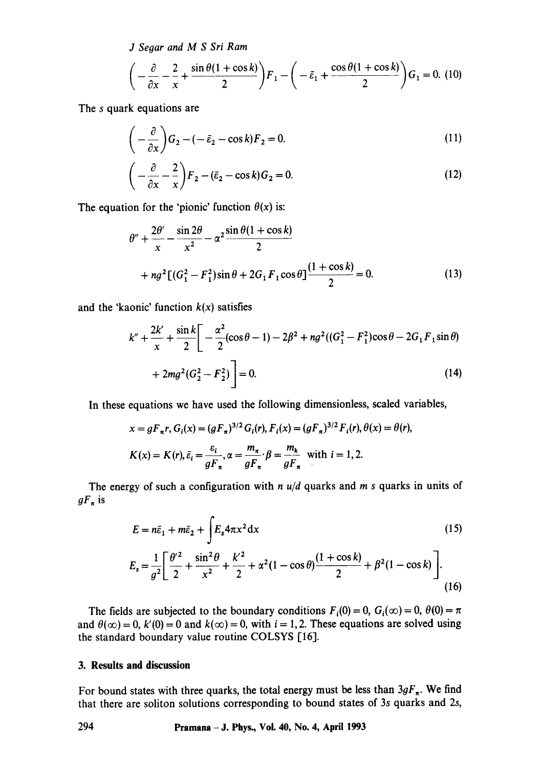$$\left(-\frac{\partial}{\partial x}-\frac{2}{x}+\frac{\sin\theta(1+\cos k)}{2}\right)F_1-\left(-\bar{\varepsilon}_1+\frac{\cos\theta(1+\cos k)}{2}\right)G_1=0. \quad (10)$$

The $s$ quark equations are

$$\left(-\frac{\partial}{\partial x}\right)G_2-(-\bar{\varepsilon}_2-\cos k)F_2=0. \quad (11)$$

$$\left(-\frac{\partial}{\partial x}-\frac{2}{x}\right)F_2-(\bar{\varepsilon}_2-\cos k)G_2=0. \quad (12)$$

The equation for the 'pionic' function $\theta(x)$ is:

$$\theta''+\frac{2\theta'}{x}-\frac{\sin 2\theta}{x^2}-\alpha^2\frac{\sin\theta(1+\cos k)}{2}$$
$$+ng^2[(G_1^2-F_1^2)\sin\theta+2G_1F_1\cos\theta]\frac{(1+\cos k)}{2}=0. \quad (13)$$

and the 'kaonic' function $k(x)$ satisfies

$$k''+\frac{2k'}{x}+\frac{\sin k}{2}\left[-\frac{\alpha^2}{2}(\cos\theta-1)-2\beta^2+ng^2((G_1^2-F_1^2)\cos\theta-2G_1F_1\sin\theta)\right.$$
$$\left.+2mg^2(G_2^2-F_2^2)\right]=0. \quad (14)$$

In these equations we have used the following dimensionless, scaled variables,

$$x=gF_\pi r, G_i(x)=(gF_\pi)^{3/2}G_i(r), F_i(x)=(gF_\pi)^{3/2}F_i(r), \theta(x)=\theta(r),$$
$$K(x)=K(r), \bar{\varepsilon}_i=\frac{\varepsilon_i}{gF_\pi}, \alpha=\frac{m_\pi}{gF_\pi}\cdot\beta=\frac{m_k}{gF_\pi} \text{ with } i=1,2.$$

The energy of such a configuration with $n$ $u/d$ quarks and $m$ $s$ quarks in units of $gF_\pi$ is

$$E=n\bar{\varepsilon}_1+m\bar{\varepsilon}_2+\int E_s 4\pi x^2 \mathrm{d}x \quad (15)$$

$$E_s=\frac{1}{g^2}\left[\frac{\theta'^2}{2}+\frac{\sin^2\theta}{x^2}+\frac{k'^2}{2}+\alpha^2(1-\cos\theta)\frac{(1+\cos k)}{2}+\beta^2(1-\cos k)\right]. \quad (16)$$

The fields are subjected to the boundary conditions $F_i(0)=0$, $G_i(\infty)=0$, $\theta(0)=\pi$ and $\theta(\infty)=0$, $k'(0)=0$ and $k(\infty)=0$, with $i=1,2$. These equations are solved using the standard boundary value routine COLSYS [16].

## 3. Results and discussion

For bound states with three quarks, the total energy must be less than $3gF_\pi$. We find that there are soliton solutions corresponding to bound states of $3s$ quarks and $2s$,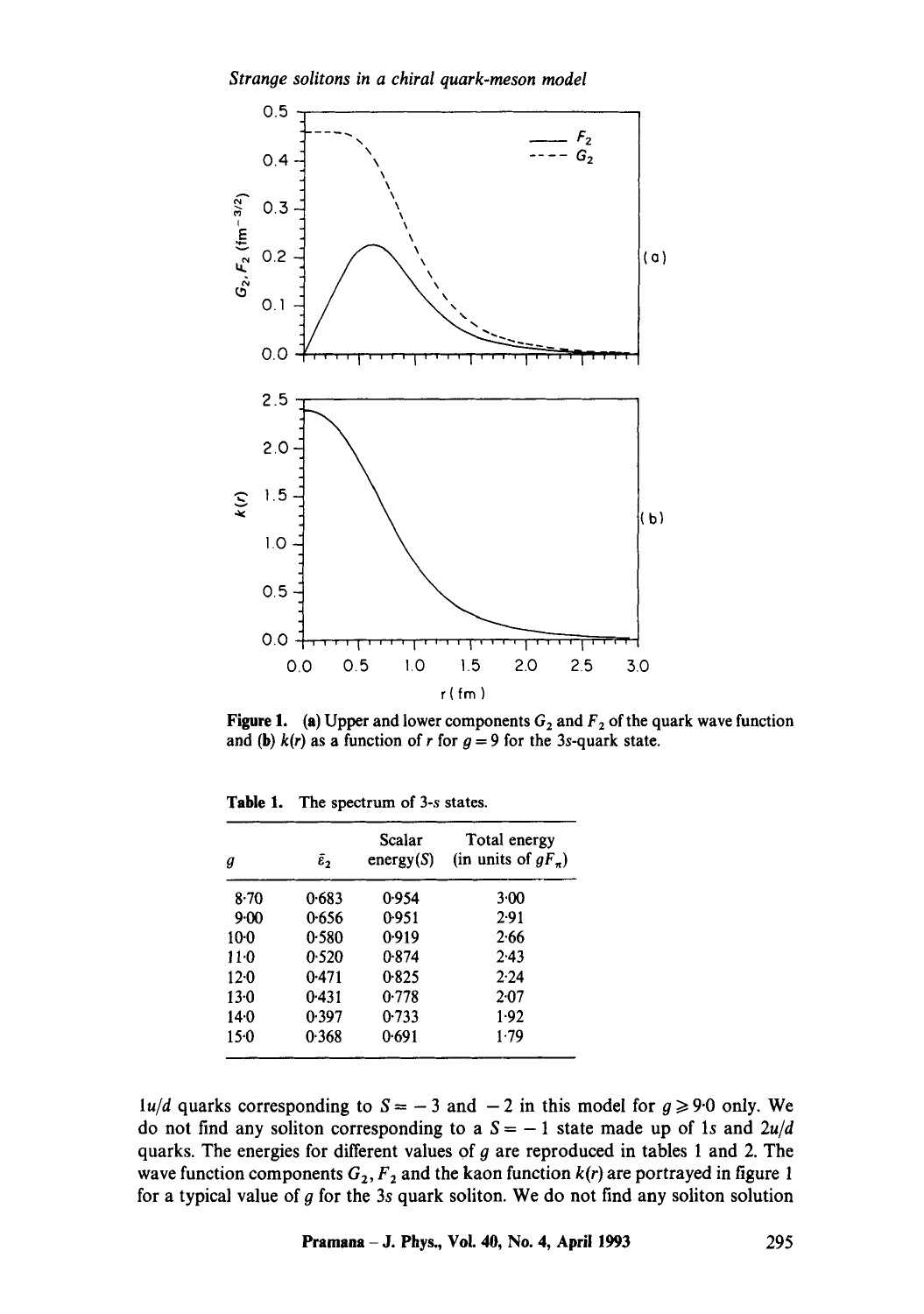**Figure 1.** (a) Upper and lower components $G_2$ and $F_2$ of the quark wave function and (b) $k(r)$ as a function of $r$ for $g = 9$ for the 3s-quark state.

**Table 1.** The spectrum of 3-s states.

| $g$ | $\bar{\varepsilon}_2$ | Scalar energy($S$) | Total energy (in units of $gF_\pi$) |
|---|---|---|---|
| 8·70 | 0·683 | 0·954 | 3·00 |
| 9·00 | 0·656 | 0·951 | 2·91 |
| 10·0 | 0·580 | 0·919 | 2·66 |
| 11·0 | 0·520 | 0·874 | 2·43 |
| 12·0 | 0·471 | 0·825 | 2·24 |
| 13·0 | 0·431 | 0·778 | 2·07 |
| 14·0 | 0·397 | 0·733 | 1·92 |
| 15·0 | 0·368 | 0·691 | 1·79 |

$1u/d$ quarks corresponding to $S = -3$ and $-2$ in this model for $g \geqslant 9{\cdot}0$ only. We do not find any soliton corresponding to a $S = -1$ state made up of $1s$ and $2u/d$ quarks. The energies for different values of $g$ are reproduced in tables 1 and 2. The wave function components $G_2$, $F_2$ and the kaon function $k(r)$ are portrayed in figure 1 for a typical value of $g$ for the $3s$ quark soliton. We do not find any soliton solution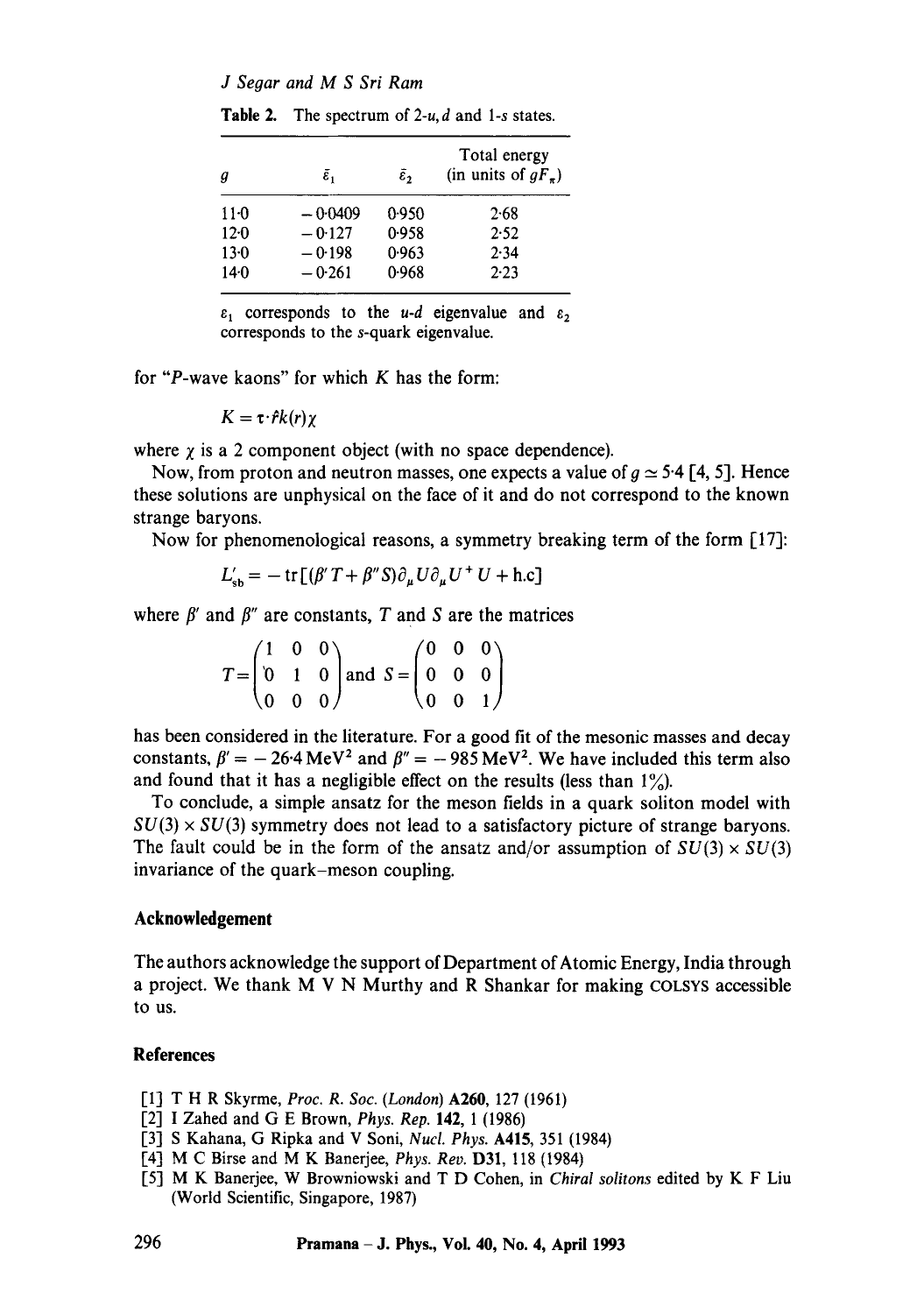**Table 2.** The spectrum of 2-$u,d$ and 1-$s$ states.

| $g$ | $\bar{\varepsilon}_1$ | $\bar{\varepsilon}_2$ | Total energy (in units of $gF_\pi$) |
|---|---|---|---|
| 11·0 | −0·0409 | 0·950 | 2·68 |
| 12·0 | −0·127 | 0·958 | 2·52 |
| 13·0 | −0·198 | 0·963 | 2·34 |
| 14·0 | −0·261 | 0·968 | 2·23 |

$\varepsilon_1$ corresponds to the $u$-$d$ eigenvalue and $\varepsilon_2$ corresponds to the $s$-quark eigenvalue.

for "$P$-wave kaons" for which $K$ has the form:

$$K = \tau \cdot \hat{r} k(r) \chi$$

where $\chi$ is a 2 component object (with no space dependence).

Now, from proton and neutron masses, one expects a value of $g \simeq 5{\cdot}4$ [4, 5]. Hence these solutions are unphysical on the face of it and do not correspond to the known strange baryons.

Now for phenomenological reasons, a symmetry breaking term of the form [17]:

$$L'_{\text{sb}} = -\operatorname{tr}[(\beta' T + \beta'' S)\partial_\mu U \partial_\mu U^+ U + \text{h.c}]$$

where $\beta'$ and $\beta''$ are constants, $T$ and $S$ are the matrices

$$T = \begin{pmatrix} 1 & 0 & 0 \\ 0 & 1 & 0 \\ 0 & 0 & 0 \end{pmatrix} \text{ and } S = \begin{pmatrix} 0 & 0 & 0 \\ 0 & 0 & 0 \\ 0 & 0 & 1 \end{pmatrix}$$

has been considered in the literature. For a good fit of the mesonic masses and decay constants, $\beta' = -26{\cdot}4\,\text{MeV}^2$ and $\beta'' = -985\,\text{MeV}^2$. We have included this term also and found that it has a negligible effect on the results (less than 1%).

To conclude, a simple ansatz for the meson fields in a quark soliton model with $SU(3) \times SU(3)$ symmetry does not lead to a satisfactory picture of strange baryons. The fault could be in the form of the ansatz and/or assumption of $SU(3) \times SU(3)$ invariance of the quark–meson coupling.

## Acknowledgement

The authors acknowledge the support of Department of Atomic Energy, India through a project. We thank M V N Murthy and R Shankar for making COLSYS accessible to us.

## References

[1] T H R Skyrme, *Proc. R. Soc. (London)* **A260**, 127 (1961)
[2] I Zahed and G E Brown, *Phys. Rep.* **142**, 1 (1986)
[3] S Kahana, G Ripka and V Soni, *Nucl. Phys.* **A415**, 351 (1984)
[4] M C Birse and M K Banerjee, *Phys. Rev.* **D31**, 118 (1984)
[5] M K Banerjee, W Browniowski and T D Cohen, in *Chiral solitons* edited by K F Liu (World Scientific, Singapore, 1987)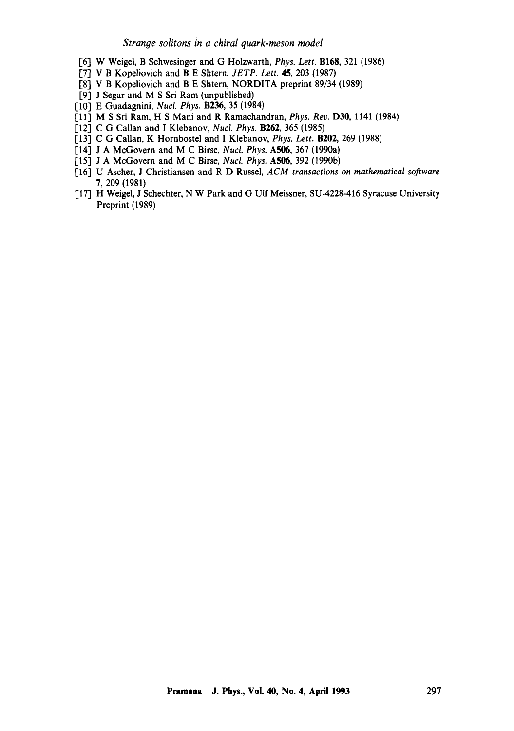[6] W Weigel, B Schwesinger and G Holzwarth, *Phys. Lett.* **B168**, 321 (1986)

[7] V B Kopeliovich and B E Shtern, *JETP. Lett.* **45**, 203 (1987)

[8] V B Kopeliovich and B E Shtern, NORDITA preprint 89/34 (1989)

[9] J Segar and M S Sri Ram (unpublished)

[10] E Guadagnini, *Nucl. Phys.* **B236**, 35 (1984)

[11] M S Sri Ram, H S Mani and R Ramachandran, *Phys. Rev.* **D30**, 1141 (1984)

[12] C G Callan and I Klebanov, *Nucl. Phys.* **B262**, 365 (1985)

[13] C G Callan, K Hornbostel and I Klebanov, *Phys. Lett.* **B202**, 269 (1988)

[14] J A McGovern and M C Birse, *Nucl. Phys.* **A506**, 367 (1990a)

[15] J A McGovern and M C Birse, *Nucl. Phys.* **A506**, 392 (1990b)

[16] U Ascher, J Christiansen and R D Russel, *ACM transactions on mathematical software* **7**, 209 (1981)

[17] H Weigel, J Schechter, N W Park and G Ulf Meissner, SU-4228-416 Syracuse University Preprint (1989)